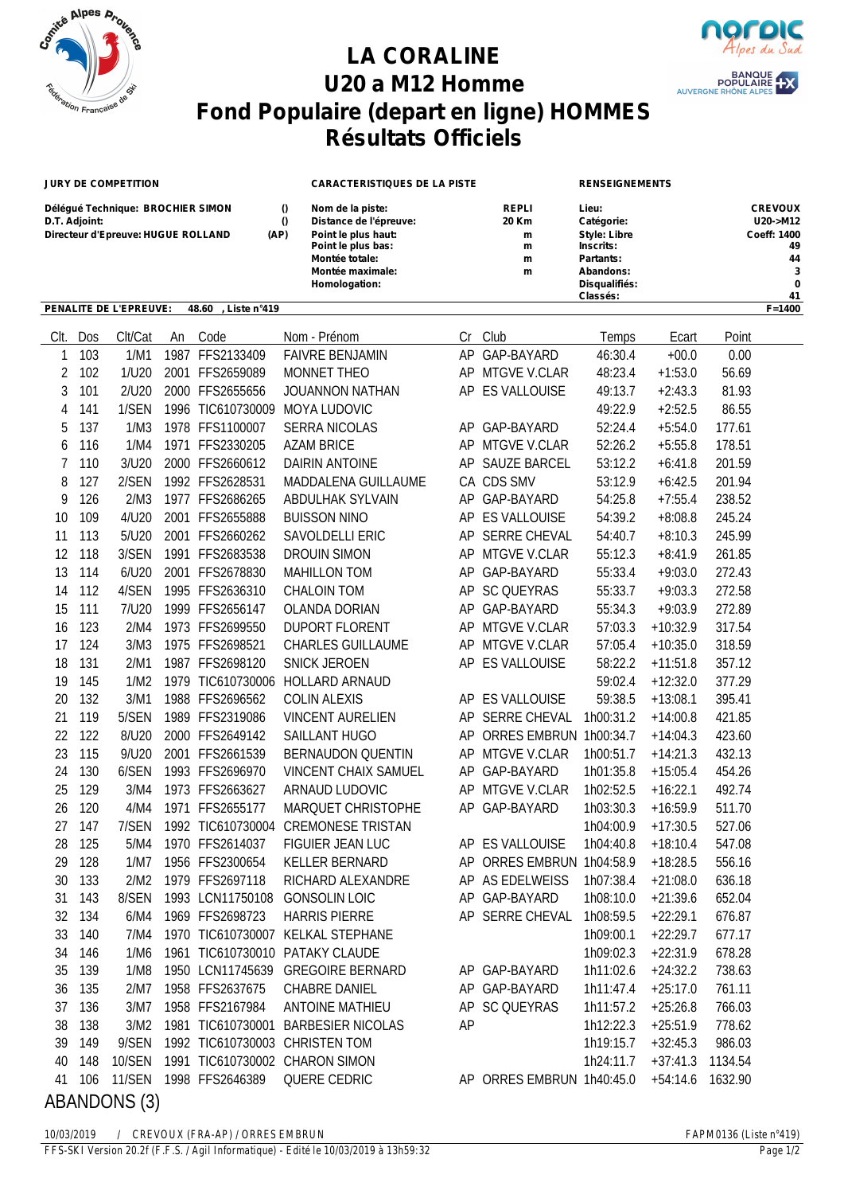# LA CORALINE
# U20 a M12 Homme
# Fond Populaire (depart en ligne) HOMMES
# Résultats Officiels

| JURY DE COMPETITION | | CARACTERISTIQUES DE LA PISTE | | RENSEIGNEMENTS | |
|---|---|---|---|---|---|
| Délégué Technique: BROCHIER SIMON | () | Nom de la piste: | REPLI | Lieu: | CREVOUX |
| D.T. Adjoint: | () | Distance de l'épreuve: | 20 Km | Catégorie: | U20->M12 |
| Directeur d'Epreuve: HUGUE ROLLAND | (AP) | Point le plus haut: | m | Style: Libre | Coeff: 1400 |
| | | Point le plus bas: | m | Inscrits: | 49 |
| | | Montée totale: | m | Partants: | 44 |
| | | Montée maximale: | m | Abandons: | 3 |
| | | Homologation: | | Disqualifiés: | 0 |
| | | | | Classés: | 41 |

PENALITE DE L'EPREUVE: 48.60 , Liste n°419 — F=1400

| Clt. | Dos | Clt/Cat | An | Code | Nom - Prénom | Cr | Club | Temps | Ecart | Point |
|---|---|---|---|---|---|---|---|---|---|---|
| 1 | 103 | 1/M1 | 1987 | FFS2133409 | FAIVRE BENJAMIN | AP | GAP-BAYARD | 46:30.4 | +00.0 | 0.00 |
| 2 | 102 | 1/U20 | 2001 | FFS2659089 | MONNET THEO | AP | MTGVE V.CLAR | 48:23.4 | +1:53.0 | 56.69 |
| 3 | 101 | 2/U20 | 2000 | FFS2655656 | JOUANNON NATHAN | AP | ES VALLOUISE | 49:13.7 | +2:43.3 | 81.93 |
| 4 | 141 | 1/SEN | 1996 | TIC610730009 | MOYA LUDOVIC | | | 49:22.9 | +2:52.5 | 86.55 |
| 5 | 137 | 1/M3 | 1978 | FFS1100007 | SERRA NICOLAS | AP | GAP-BAYARD | 52:24.4 | +5:54.0 | 177.61 |
| 6 | 116 | 1/M4 | 1971 | FFS2330205 | AZAM BRICE | AP | MTGVE V.CLAR | 52:26.2 | +5:55.8 | 178.51 |
| 7 | 110 | 3/U20 | 2000 | FFS2660612 | DAIRIN ANTOINE | AP | SAUZE BARCEL | 53:12.2 | +6:41.8 | 201.59 |
| 8 | 127 | 2/SEN | 1992 | FFS2628531 | MADDALENA GUILLAUME | CA | CDS SMV | 53:12.9 | +6:42.5 | 201.94 |
| 9 | 126 | 2/M3 | 1977 | FFS2686265 | ABDULHAK SYLVAIN | AP | GAP-BAYARD | 54:25.8 | +7:55.4 | 238.52 |
| 10 | 109 | 4/U20 | 2001 | FFS2655888 | BUISSON NINO | AP | ES VALLOUISE | 54:39.2 | +8:08.8 | 245.24 |
| 11 | 113 | 5/U20 | 2001 | FFS2660262 | SAVOLDELLI ERIC | AP | SERRE CHEVAL | 54:40.7 | +8:10.3 | 245.99 |
| 12 | 118 | 3/SEN | 1991 | FFS2683538 | DROUIN SIMON | AP | MTGVE V.CLAR | 55:12.3 | +8:41.9 | 261.85 |
| 13 | 114 | 6/U20 | 2001 | FFS2678830 | MAHILLON TOM | AP | GAP-BAYARD | 55:33.4 | +9:03.0 | 272.43 |
| 14 | 112 | 4/SEN | 1995 | FFS2636310 | CHALOIN TOM | AP | SC QUEYRAS | 55:33.7 | +9:03.3 | 272.58 |
| 15 | 111 | 7/U20 | 1999 | FFS2656147 | OLANDA DORIAN | AP | GAP-BAYARD | 55:34.3 | +9:03.9 | 272.89 |
| 16 | 123 | 2/M4 | 1973 | FFS2699550 | DUPORT FLORENT | AP | MTGVE V.CLAR | 57:03.3 | +10:32.9 | 317.54 |
| 17 | 124 | 3/M3 | 1975 | FFS2698521 | CHARLES GUILLAUME | AP | MTGVE V.CLAR | 57:05.4 | +10:35.0 | 318.59 |
| 18 | 131 | 2/M1 | 1987 | FFS2698120 | SNICK JEROEN | AP | ES VALLOUISE | 58:22.2 | +11:51.8 | 357.12 |
| 19 | 145 | 1/M2 | 1979 | TIC610730006 | HOLLARD ARNAUD | | | 59:02.4 | +12:32.0 | 377.29 |
| 20 | 132 | 3/M1 | 1988 | FFS2696562 | COLIN ALEXIS | AP | ES VALLOUISE | 59:38.5 | +13:08.1 | 395.41 |
| 21 | 119 | 5/SEN | 1989 | FFS2319086 | VINCENT AURELIEN | AP | SERRE CHEVAL | 1h00:31.2 | +14:00.8 | 421.85 |
| 22 | 122 | 8/U20 | 2000 | FFS2649142 | SAILLANT HUGO | AP | ORRES EMBRUN | 1h00:34.7 | +14:04.3 | 423.60 |
| 23 | 115 | 9/U20 | 2001 | FFS2661539 | BERNAUDON QUENTIN | AP | MTGVE V.CLAR | 1h00:51.7 | +14:21.3 | 432.13 |
| 24 | 130 | 6/SEN | 1993 | FFS2696970 | VINCENT CHAIX SAMUEL | AP | GAP-BAYARD | 1h01:35.8 | +15:05.4 | 454.26 |
| 25 | 129 | 3/M4 | 1973 | FFS2663627 | ARNAUD LUDOVIC | AP | MTGVE V.CLAR | 1h02:52.5 | +16:22.1 | 492.74 |
| 26 | 120 | 4/M4 | 1971 | FFS2655177 | MARQUET CHRISTOPHE | AP | GAP-BAYARD | 1h03:30.3 | +16:59.9 | 511.70 |
| 27 | 147 | 7/SEN | 1992 | TIC610730004 | CREMONESE TRISTAN | | | 1h04:00.9 | +17:30.5 | 527.06 |
| 28 | 125 | 5/M4 | 1970 | FFS2614037 | FIGUIER JEAN LUC | AP | ES VALLOUISE | 1h04:40.8 | +18:10.4 | 547.08 |
| 29 | 128 | 1/M7 | 1956 | FFS2300654 | KELLER BERNARD | AP | ORRES EMBRUN | 1h04:58.9 | +18:28.5 | 556.16 |
| 30 | 133 | 2/M2 | 1979 | FFS2697118 | RICHARD ALEXANDRE | AP | AS EDELWEISS | 1h07:38.4 | +21:08.0 | 636.18 |
| 31 | 143 | 8/SEN | 1993 | LCN11750108 | GONSOLIN LOIC | AP | GAP-BAYARD | 1h08:10.0 | +21:39.6 | 652.04 |
| 32 | 134 | 6/M4 | 1969 | FFS2698723 | HARRIS PIERRE | AP | SERRE CHEVAL | 1h08:59.5 | +22:29.1 | 676.87 |
| 33 | 140 | 7/M4 | 1970 | TIC610730007 | KELKAL STEPHANE | | | 1h09:00.1 | +22:29.7 | 677.17 |
| 34 | 146 | 1/M6 | 1961 | TIC610730010 | PATAKY CLAUDE | | | 1h09:02.3 | +22:31.9 | 678.28 |
| 35 | 139 | 1/M8 | 1950 | LCN11745639 | GREGOIRE BERNARD | AP | GAP-BAYARD | 1h11:02.6 | +24:32.2 | 738.63 |
| 36 | 135 | 2/M7 | 1958 | FFS2637675 | CHABRE DANIEL | AP | GAP-BAYARD | 1h11:47.4 | +25:17.0 | 761.11 |
| 37 | 136 | 3/M7 | 1958 | FFS2167984 | ANTOINE MATHIEU | AP | SC QUEYRAS | 1h11:57.2 | +25:26.8 | 766.03 |
| 38 | 138 | 3/M2 | 1981 | TIC610730001 | BARBESIER NICOLAS | AP | | 1h12:22.3 | +25:51.9 | 778.62 |
| 39 | 149 | 9/SEN | 1992 | TIC610730003 | CHRISTEN TOM | | | 1h19:15.7 | +32:45.3 | 986.03 |
| 40 | 148 | 10/SEN | 1991 | TIC610730002 | CHARON SIMON | | | 1h24:11.7 | +37:41.3 | 1134.54 |
| 41 | 106 | 11/SEN | 1998 | FFS2646389 | QUERE CEDRIC | AP | ORRES EMBRUN | 1h40:45.0 | +54:14.6 | 1632.90 |

## ABANDONS (3)

10/03/2019 / CREVOUX (FRA-AP) / ORRES EMBRUN — FAPM0136 (Liste n°419)

FFS-SKI Version 20.2f (F.F.S. / Agil Informatique) - Edité le 10/03/2019 à 13h59:32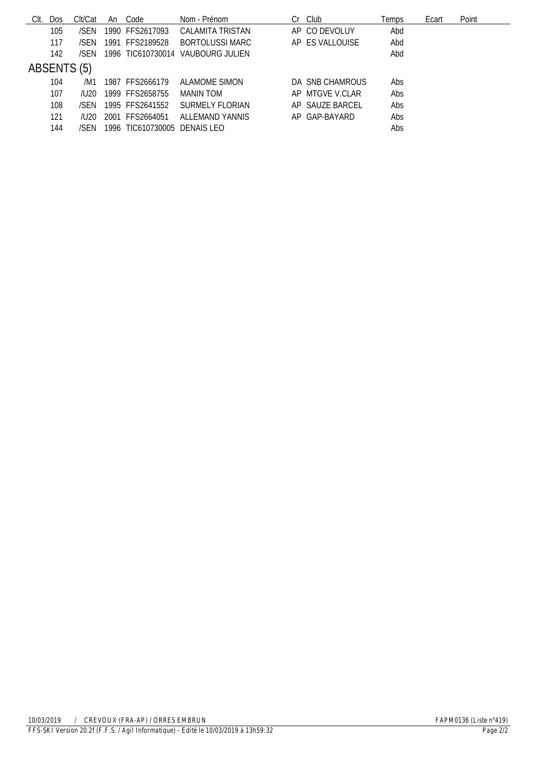| Clt. | Dos | Clt/Cat | An | Code | Nom - Prénom | Cr | Club | Temps | Ecart | Point |
|---|---|---|---|---|---|---|---|---|---|---|
| | 105 | /SEN | 1990 | FFS2617093 | CALAMITA TRISTAN | AP | CO DEVOLUY | Abd | | |
| | 117 | /SEN | 1991 | FFS2189528 | BORTOLUSSI MARC | AP | ES VALLOUISE | Abd | | |
| | 142 | /SEN | 1996 | TIC610730014 | VAUBOURG JULIEN | | | Abd | | |

## ABSENTS (5)

| Clt. | Dos | Clt/Cat | An | Code | Nom - Prénom | Cr | Club | Temps | Ecart | Point |
|---|---|---|---|---|---|---|---|---|---|---|
| | 104 | /M1 | 1987 | FFS2666179 | ALAMOME SIMON | DA | SNB CHAMROUS | Abs | | |
| | 107 | /U20 | 1999 | FFS2658755 | MANIN TOM | AP | MTGVE V.CLAR | Abs | | |
| | 108 | /SEN | 1995 | FFS2641552 | SURMELY FLORIAN | AP | SAUZE BARCEL | Abs | | |
| | 121 | /U20 | 2001 | FFS2664051 | ALLEMAND YANNIS | AP | GAP-BAYARD | Abs | | |
| | 144 | /SEN | 1996 | TIC610730005 | DENAIS LEO | | | Abs | | |